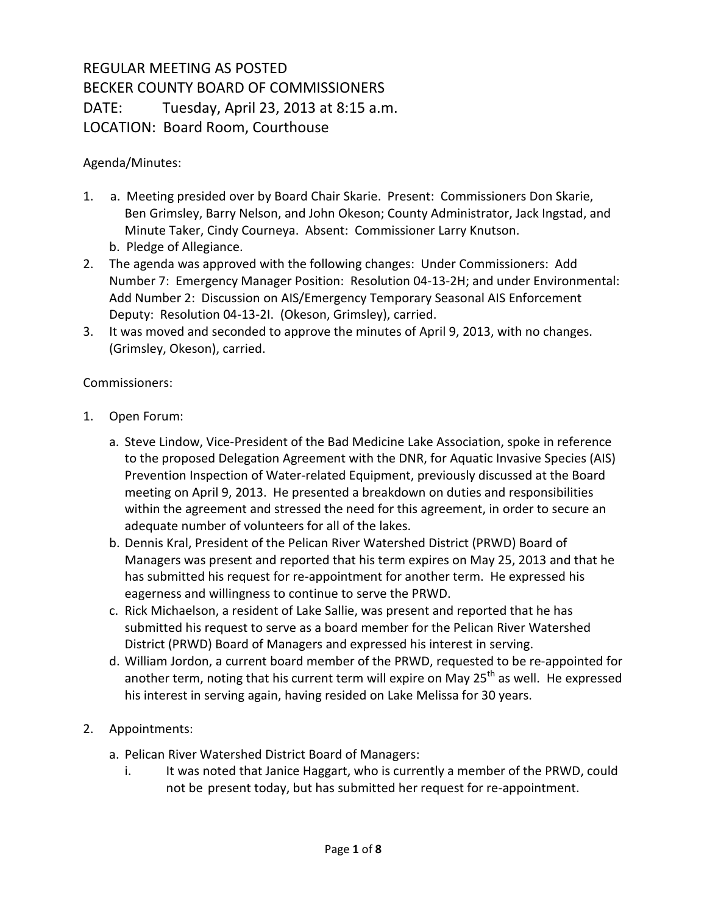# REGULAR MEETING AS POSTED
# BECKER COUNTY BOARD OF COMMISSIONERS
# DATE: Tuesday, April 23, 2013 at 8:15 a.m.
# LOCATION: Board Room, Courthouse

Agenda/Minutes:

1. a. Meeting presided over by Board Chair Skarie. Present: Commissioners Don Skarie, Ben Grimsley, Barry Nelson, and John Okeson; County Administrator, Jack Ingstad, and Minute Taker, Cindy Courneya. Absent: Commissioner Larry Knutson.
   b. Pledge of Allegiance.
2. The agenda was approved with the following changes: Under Commissioners: Add Number 7: Emergency Manager Position: Resolution 04-13-2H; and under Environmental: Add Number 2: Discussion on AIS/Emergency Temporary Seasonal AIS Enforcement Deputy: Resolution 04-13-2I. (Okeson, Grimsley), carried.
3. It was moved and seconded to approve the minutes of April 9, 2013, with no changes. (Grimsley, Okeson), carried.

Commissioners:

1. Open Forum:
   a. Steve Lindow, Vice-President of the Bad Medicine Lake Association, spoke in reference to the proposed Delegation Agreement with the DNR, for Aquatic Invasive Species (AIS) Prevention Inspection of Water-related Equipment, previously discussed at the Board meeting on April 9, 2013. He presented a breakdown on duties and responsibilities within the agreement and stressed the need for this agreement, in order to secure an adequate number of volunteers for all of the lakes.
   b. Dennis Kral, President of the Pelican River Watershed District (PRWD) Board of Managers was present and reported that his term expires on May 25, 2013 and that he has submitted his request for re-appointment for another term. He expressed his eagerness and willingness to continue to serve the PRWD.
   c. Rick Michaelson, a resident of Lake Sallie, was present and reported that he has submitted his request to serve as a board member for the Pelican River Watershed District (PRWD) Board of Managers and expressed his interest in serving.
   d. William Jordon, a current board member of the PRWD, requested to be re-appointed for another term, noting that his current term will expire on May 25th as well. He expressed his interest in serving again, having resided on Lake Melissa for 30 years.

2. Appointments:
   a. Pelican River Watershed District Board of Managers:
      i. It was noted that Janice Haggart, who is currently a member of the PRWD, could not be present today, but has submitted her request for re-appointment.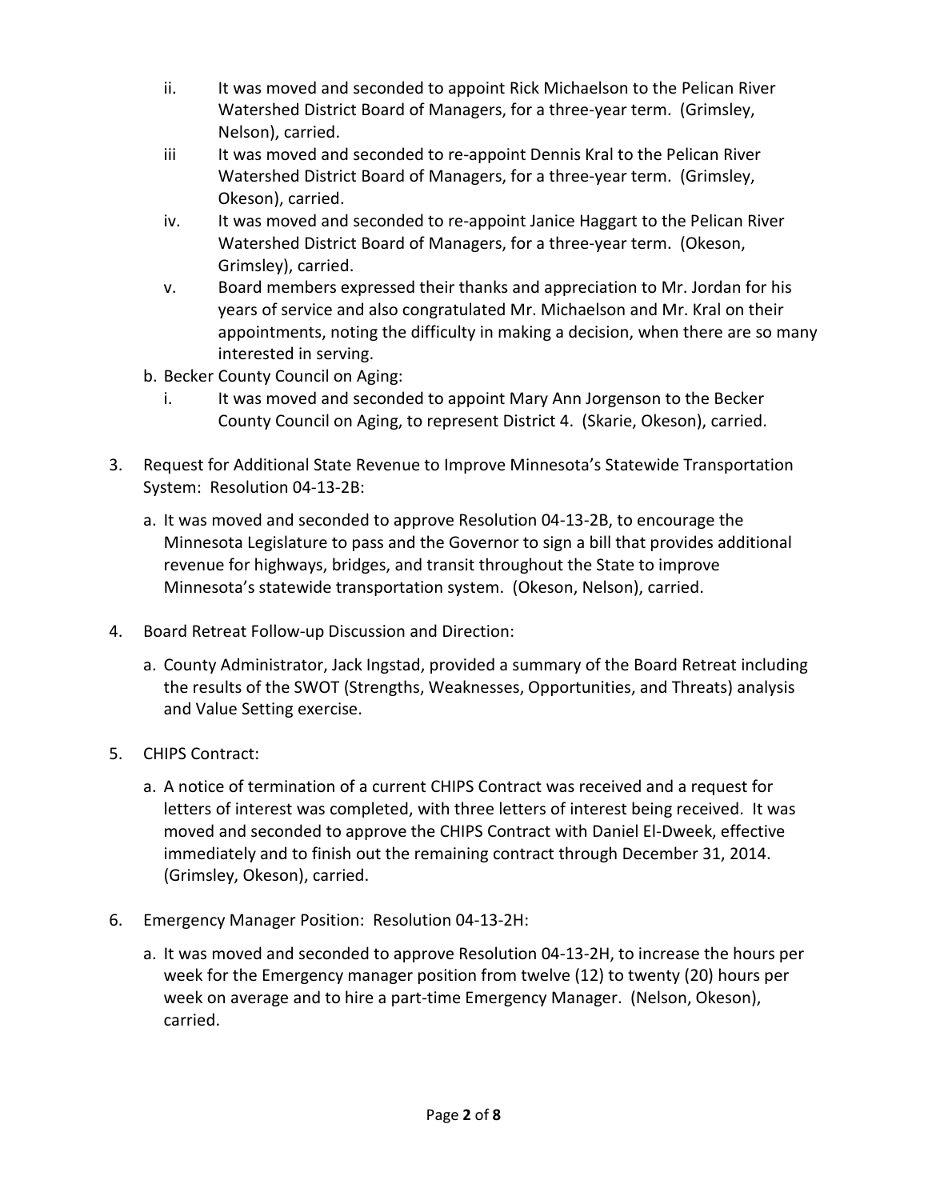ii. It was moved and seconded to appoint Rick Michaelson to the Pelican River Watershed District Board of Managers, for a three-year term. (Grimsley, Nelson), carried.
   iii It was moved and seconded to re-appoint Dennis Kral to the Pelican River Watershed District Board of Managers, for a three-year term. (Grimsley, Okeson), carried.
   iv. It was moved and seconded to re-appoint Janice Haggart to the Pelican River Watershed District Board of Managers, for a three-year term. (Okeson, Grimsley), carried.
   v. Board members expressed their thanks and appreciation to Mr. Jordan for his years of service and also congratulated Mr. Michaelson and Mr. Kral on their appointments, noting the difficulty in making a decision, when there are so many interested in serving.

b. Becker County Council on Aging:
   i. It was moved and seconded to appoint Mary Ann Jorgenson to the Becker County Council on Aging, to represent District 4. (Skarie, Okeson), carried.

3. Request for Additional State Revenue to Improve Minnesota's Statewide Transportation System: Resolution 04-13-2B:

   a. It was moved and seconded to approve Resolution 04-13-2B, to encourage the Minnesota Legislature to pass and the Governor to sign a bill that provides additional revenue for highways, bridges, and transit throughout the State to improve Minnesota's statewide transportation system. (Okeson, Nelson), carried.

4. Board Retreat Follow-up Discussion and Direction:

   a. County Administrator, Jack Ingstad, provided a summary of the Board Retreat including the results of the SWOT (Strengths, Weaknesses, Opportunities, and Threats) analysis and Value Setting exercise.

5. CHIPS Contract:

   a. A notice of termination of a current CHIPS Contract was received and a request for letters of interest was completed, with three letters of interest being received. It was moved and seconded to approve the CHIPS Contract with Daniel El-Dweek, effective immediately and to finish out the remaining contract through December 31, 2014. (Grimsley, Okeson), carried.

6. Emergency Manager Position: Resolution 04-13-2H:

   a. It was moved and seconded to approve Resolution 04-13-2H, to increase the hours per week for the Emergency manager position from twelve (12) to twenty (20) hours per week on average and to hire a part-time Emergency Manager. (Nelson, Okeson), carried.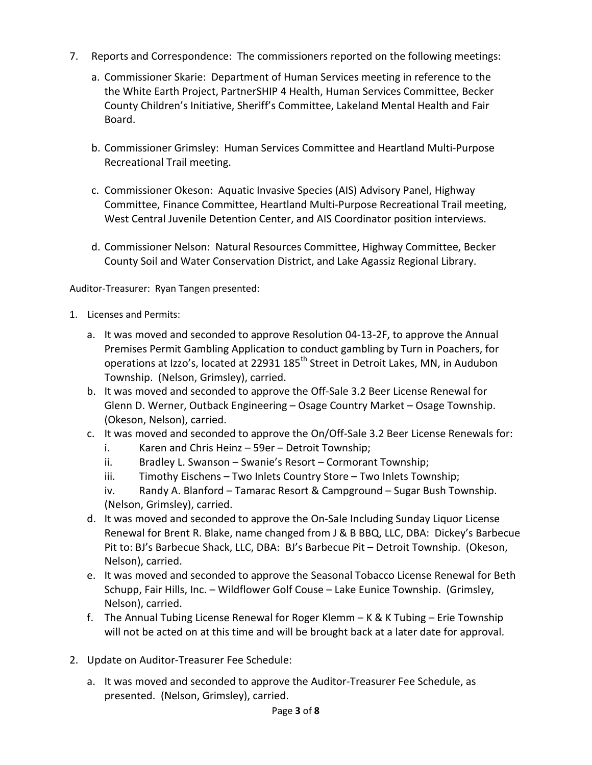7. Reports and Correspondence: The commissioners reported on the following meetings:

   a. Commissioner Skarie: Department of Human Services meeting in reference to the the White Earth Project, PartnerSHIP 4 Health, Human Services Committee, Becker County Children's Initiative, Sheriff's Committee, Lakeland Mental Health and Fair Board.

   b. Commissioner Grimsley: Human Services Committee and Heartland Multi-Purpose Recreational Trail meeting.

   c. Commissioner Okeson: Aquatic Invasive Species (AIS) Advisory Panel, Highway Committee, Finance Committee, Heartland Multi-Purpose Recreational Trail meeting, West Central Juvenile Detention Center, and AIS Coordinator position interviews.

   d. Commissioner Nelson: Natural Resources Committee, Highway Committee, Becker County Soil and Water Conservation District, and Lake Agassiz Regional Library.

Auditor-Treasurer: Ryan Tangen presented:

1. Licenses and Permits:

   a. It was moved and seconded to approve Resolution 04-13-2F, to approve the Annual Premises Permit Gambling Application to conduct gambling by Turn in Poachers, for operations at Izzo's, located at 22931 185th Street in Detroit Lakes, MN, in Audubon Township. (Nelson, Grimsley), carried.
   b. It was moved and seconded to approve the Off-Sale 3.2 Beer License Renewal for Glenn D. Werner, Outback Engineering – Osage Country Market – Osage Township. (Okeson, Nelson), carried.
   c. It was moved and seconded to approve the On/Off-Sale 3.2 Beer License Renewals for:
      i. Karen and Chris Heinz – 59er – Detroit Township;
      ii. Bradley L. Swanson – Swanie's Resort – Cormorant Township;
      iii. Timothy Eischens – Two Inlets Country Store – Two Inlets Township;
      iv. Randy A. Blanford – Tamarac Resort & Campground – Sugar Bush Township.

      (Nelson, Grimsley), carried.
   d. It was moved and seconded to approve the On-Sale Including Sunday Liquor License Renewal for Brent R. Blake, name changed from J & B BBQ, LLC, DBA: Dickey's Barbecue Pit to: BJ's Barbecue Shack, LLC, DBA: BJ's Barbecue Pit – Detroit Township. (Okeson, Nelson), carried.
   e. It was moved and seconded to approve the Seasonal Tobacco License Renewal for Beth Schupp, Fair Hills, Inc. – Wildflower Golf Couse – Lake Eunice Township. (Grimsley, Nelson), carried.
   f. The Annual Tubing License Renewal for Roger Klemm – K & K Tubing – Erie Township will not be acted on at this time and will be brought back at a later date for approval.

2. Update on Auditor-Treasurer Fee Schedule:

   a. It was moved and seconded to approve the Auditor-Treasurer Fee Schedule, as presented. (Nelson, Grimsley), carried.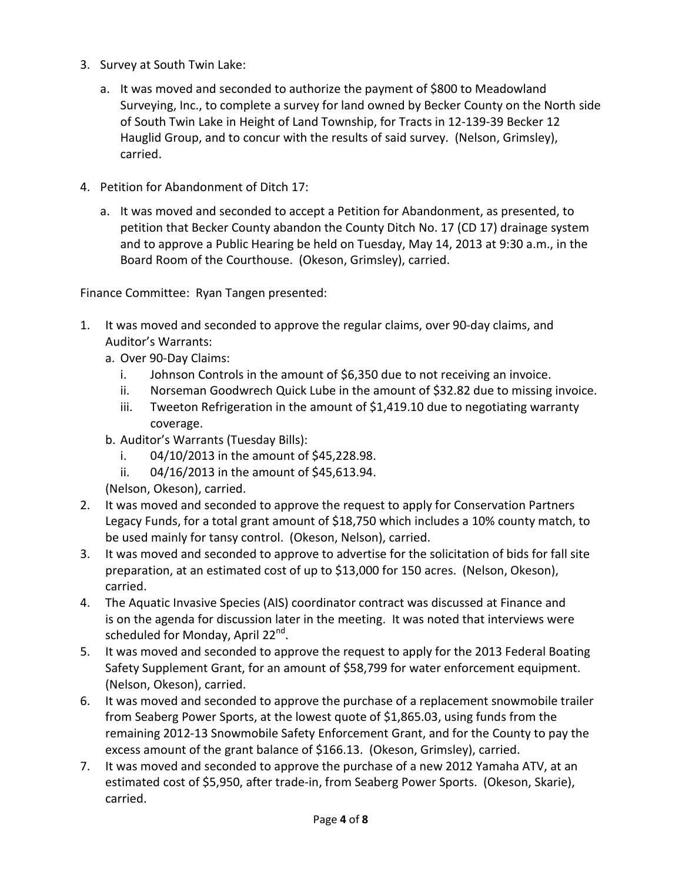3. Survey at South Twin Lake:

    a. It was moved and seconded to authorize the payment of $800 to Meadowland Surveying, Inc., to complete a survey for land owned by Becker County on the North side of South Twin Lake in Height of Land Township, for Tracts in 12-139-39 Becker 12 Hauglid Group, and to concur with the results of said survey. (Nelson, Grimsley), carried.

4. Petition for Abandonment of Ditch 17:

    a. It was moved and seconded to accept a Petition for Abandonment, as presented, to petition that Becker County abandon the County Ditch No. 17 (CD 17) drainage system and to approve a Public Hearing be held on Tuesday, May 14, 2013 at 9:30 a.m., in the Board Room of the Courthouse. (Okeson, Grimsley), carried.

Finance Committee: Ryan Tangen presented:

1. It was moved and seconded to approve the regular claims, over 90-day claims, and Auditor's Warrants:
    a. Over 90-Day Claims:
        i. Johnson Controls in the amount of $6,350 due to not receiving an invoice.
        ii. Norseman Goodwrech Quick Lube in the amount of $32.82 due to missing invoice.
        iii. Tweeton Refrigeration in the amount of $1,419.10 due to negotiating warranty coverage.
    b. Auditor's Warrants (Tuesday Bills):
        i. 04/10/2013 in the amount of $45,228.98.
        ii. 04/16/2013 in the amount of $45,613.94.

    (Nelson, Okeson), carried.
2. It was moved and seconded to approve the request to apply for Conservation Partners Legacy Funds, for a total grant amount of $18,750 which includes a 10% county match, to be used mainly for tansy control. (Okeson, Nelson), carried.
3. It was moved and seconded to approve to advertise for the solicitation of bids for fall site preparation, at an estimated cost of up to $13,000 for 150 acres. (Nelson, Okeson), carried.
4. The Aquatic Invasive Species (AIS) coordinator contract was discussed at Finance and is on the agenda for discussion later in the meeting. It was noted that interviews were scheduled for Monday, April 22nd.
5. It was moved and seconded to approve the request to apply for the 2013 Federal Boating Safety Supplement Grant, for an amount of $58,799 for water enforcement equipment. (Nelson, Okeson), carried.
6. It was moved and seconded to approve the purchase of a replacement snowmobile trailer from Seaberg Power Sports, at the lowest quote of $1,865.03, using funds from the remaining 2012-13 Snowmobile Safety Enforcement Grant, and for the County to pay the excess amount of the grant balance of $166.13. (Okeson, Grimsley), carried.
7. It was moved and seconded to approve the purchase of a new 2012 Yamaha ATV, at an estimated cost of $5,950, after trade-in, from Seaberg Power Sports. (Okeson, Skarie), carried.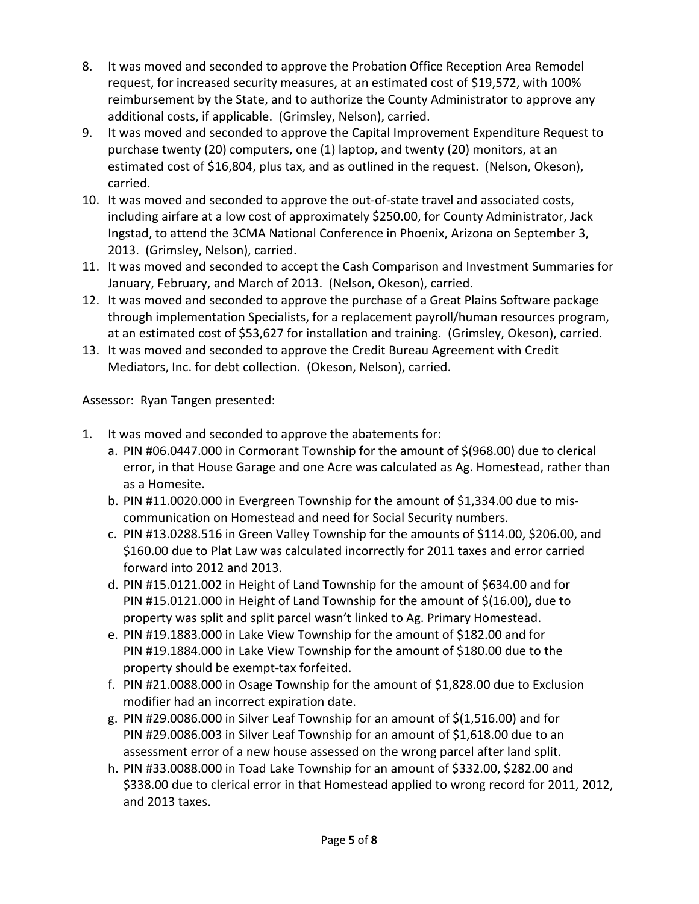8. It was moved and seconded to approve the Probation Office Reception Area Remodel request, for increased security measures, at an estimated cost of $19,572, with 100% reimbursement by the State, and to authorize the County Administrator to approve any additional costs, if applicable. (Grimsley, Nelson), carried.
9. It was moved and seconded to approve the Capital Improvement Expenditure Request to purchase twenty (20) computers, one (1) laptop, and twenty (20) monitors, at an estimated cost of $16,804, plus tax, and as outlined in the request. (Nelson, Okeson), carried.
10. It was moved and seconded to approve the out-of-state travel and associated costs, including airfare at a low cost of approximately $250.00, for County Administrator, Jack Ingstad, to attend the 3CMA National Conference in Phoenix, Arizona on September 3, 2013. (Grimsley, Nelson), carried.
11. It was moved and seconded to accept the Cash Comparison and Investment Summaries for January, February, and March of 2013. (Nelson, Okeson), carried.
12. It was moved and seconded to approve the purchase of a Great Plains Software package through implementation Specialists, for a replacement payroll/human resources program, at an estimated cost of $53,627 for installation and training. (Grimsley, Okeson), carried.
13. It was moved and seconded to approve the Credit Bureau Agreement with Credit Mediators, Inc. for debt collection. (Okeson, Nelson), carried.

Assessor: Ryan Tangen presented:

1. It was moved and seconded to approve the abatements for:
   a. PIN #06.0447.000 in Cormorant Township for the amount of $(968.00) due to clerical error, in that House Garage and one Acre was calculated as Ag. Homestead, rather than as a Homesite.
   b. PIN #11.0020.000 in Evergreen Township for the amount of $1,334.00 due to mis-communication on Homestead and need for Social Security numbers.
   c. PIN #13.0288.516 in Green Valley Township for the amounts of $114.00, $206.00, and $160.00 due to Plat Law was calculated incorrectly for 2011 taxes and error carried forward into 2012 and 2013.
   d. PIN #15.0121.002 in Height of Land Township for the amount of $634.00 and for PIN #15.0121.000 in Height of Land Township for the amount of $(16.00)**,** due to property was split and split parcel wasn't linked to Ag. Primary Homestead.
   e. PIN #19.1883.000 in Lake View Township for the amount of $182.00 and for PIN #19.1884.000 in Lake View Township for the amount of $180.00 due to the property should be exempt-tax forfeited.
   f. PIN #21.0088.000 in Osage Township for the amount of $1,828.00 due to Exclusion modifier had an incorrect expiration date.
   g. PIN #29.0086.000 in Silver Leaf Township for an amount of $(1,516.00) and for PIN #29.0086.003 in Silver Leaf Township for an amount of $1,618.00 due to an assessment error of a new house assessed on the wrong parcel after land split.
   h. PIN #33.0088.000 in Toad Lake Township for an amount of $332.00, $282.00 and $338.00 due to clerical error in that Homestead applied to wrong record for 2011, 2012, and 2013 taxes.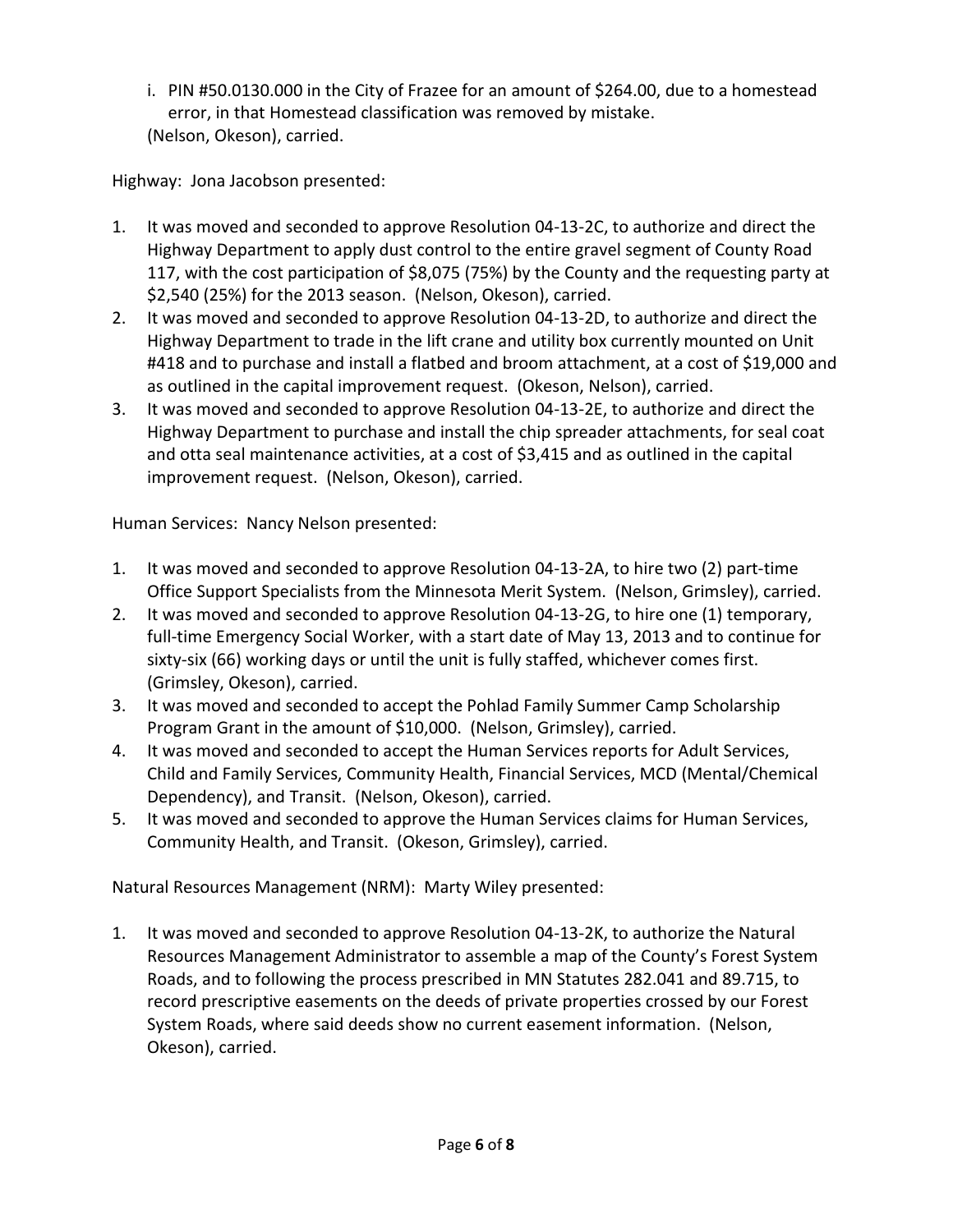i. PIN #50.0130.000 in the City of Frazee for an amount of $264.00, due to a homestead error, in that Homestead classification was removed by mistake.
(Nelson, Okeson), carried.

Highway: Jona Jacobson presented:

1. It was moved and seconded to approve Resolution 04-13-2C, to authorize and direct the Highway Department to apply dust control to the entire gravel segment of County Road 117, with the cost participation of $8,075 (75%) by the County and the requesting party at $2,540 (25%) for the 2013 season. (Nelson, Okeson), carried.
2. It was moved and seconded to approve Resolution 04-13-2D, to authorize and direct the Highway Department to trade in the lift crane and utility box currently mounted on Unit #418 and to purchase and install a flatbed and broom attachment, at a cost of $19,000 and as outlined in the capital improvement request. (Okeson, Nelson), carried.
3. It was moved and seconded to approve Resolution 04-13-2E, to authorize and direct the Highway Department to purchase and install the chip spreader attachments, for seal coat and otta seal maintenance activities, at a cost of $3,415 and as outlined in the capital improvement request. (Nelson, Okeson), carried.

Human Services: Nancy Nelson presented:

1. It was moved and seconded to approve Resolution 04-13-2A, to hire two (2) part-time Office Support Specialists from the Minnesota Merit System. (Nelson, Grimsley), carried.
2. It was moved and seconded to approve Resolution 04-13-2G, to hire one (1) temporary, full-time Emergency Social Worker, with a start date of May 13, 2013 and to continue for sixty-six (66) working days or until the unit is fully staffed, whichever comes first. (Grimsley, Okeson), carried.
3. It was moved and seconded to accept the Pohlad Family Summer Camp Scholarship Program Grant in the amount of $10,000. (Nelson, Grimsley), carried.
4. It was moved and seconded to accept the Human Services reports for Adult Services, Child and Family Services, Community Health, Financial Services, MCD (Mental/Chemical Dependency), and Transit. (Nelson, Okeson), carried.
5. It was moved and seconded to approve the Human Services claims for Human Services, Community Health, and Transit. (Okeson, Grimsley), carried.

Natural Resources Management (NRM): Marty Wiley presented:

1. It was moved and seconded to approve Resolution 04-13-2K, to authorize the Natural Resources Management Administrator to assemble a map of the County's Forest System Roads, and to following the process prescribed in MN Statutes 282.041 and 89.715, to record prescriptive easements on the deeds of private properties crossed by our Forest System Roads, where said deeds show no current easement information. (Nelson, Okeson), carried.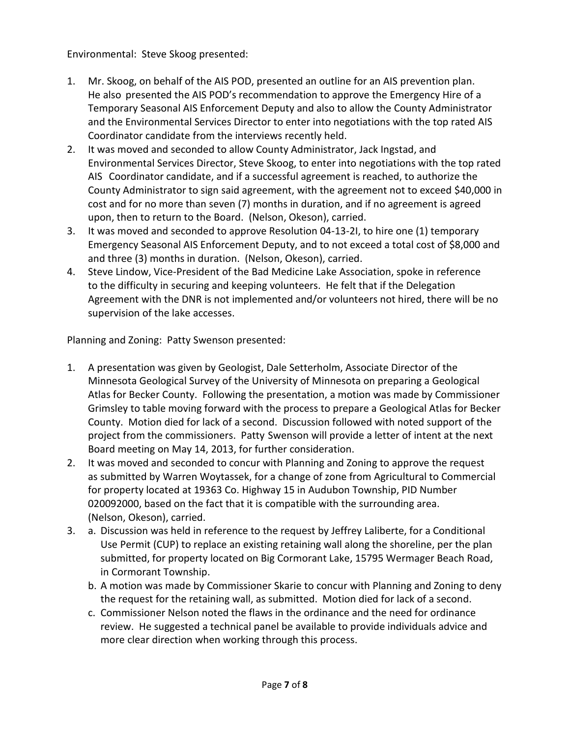Environmental: Steve Skoog presented:

1. Mr. Skoog, on behalf of the AIS POD, presented an outline for an AIS prevention plan. He also presented the AIS POD's recommendation to approve the Emergency Hire of a Temporary Seasonal AIS Enforcement Deputy and also to allow the County Administrator and the Environmental Services Director to enter into negotiations with the top rated AIS Coordinator candidate from the interviews recently held.
2. It was moved and seconded to allow County Administrator, Jack Ingstad, and Environmental Services Director, Steve Skoog, to enter into negotiations with the top rated AIS Coordinator candidate, and if a successful agreement is reached, to authorize the County Administrator to sign said agreement, with the agreement not to exceed $40,000 in cost and for no more than seven (7) months in duration, and if no agreement is agreed upon, then to return to the Board. (Nelson, Okeson), carried.
3. It was moved and seconded to approve Resolution 04-13-2I, to hire one (1) temporary Emergency Seasonal AIS Enforcement Deputy, and to not exceed a total cost of $8,000 and and three (3) months in duration. (Nelson, Okeson), carried.
4. Steve Lindow, Vice-President of the Bad Medicine Lake Association, spoke in reference to the difficulty in securing and keeping volunteers. He felt that if the Delegation Agreement with the DNR is not implemented and/or volunteers not hired, there will be no supervision of the lake accesses.

Planning and Zoning: Patty Swenson presented:

1. A presentation was given by Geologist, Dale Setterholm, Associate Director of the Minnesota Geological Survey of the University of Minnesota on preparing a Geological Atlas for Becker County. Following the presentation, a motion was made by Commissioner Grimsley to table moving forward with the process to prepare a Geological Atlas for Becker County. Motion died for lack of a second. Discussion followed with noted support of the project from the commissioners. Patty Swenson will provide a letter of intent at the next Board meeting on May 14, 2013, for further consideration.
2. It was moved and seconded to concur with Planning and Zoning to approve the request as submitted by Warren Woytassek, for a change of zone from Agricultural to Commercial for property located at 19363 Co. Highway 15 in Audubon Township, PID Number 020092000, based on the fact that it is compatible with the surrounding area. (Nelson, Okeson), carried.
3. a. Discussion was held in reference to the request by Jeffrey Laliberte, for a Conditional Use Permit (CUP) to replace an existing retaining wall along the shoreline, per the plan submitted, for property located on Big Cormorant Lake, 15795 Wermager Beach Road, in Cormorant Township.
   b. A motion was made by Commissioner Skarie to concur with Planning and Zoning to deny the request for the retaining wall, as submitted. Motion died for lack of a second.
   c. Commissioner Nelson noted the flaws in the ordinance and the need for ordinance review. He suggested a technical panel be available to provide individuals advice and more clear direction when working through this process.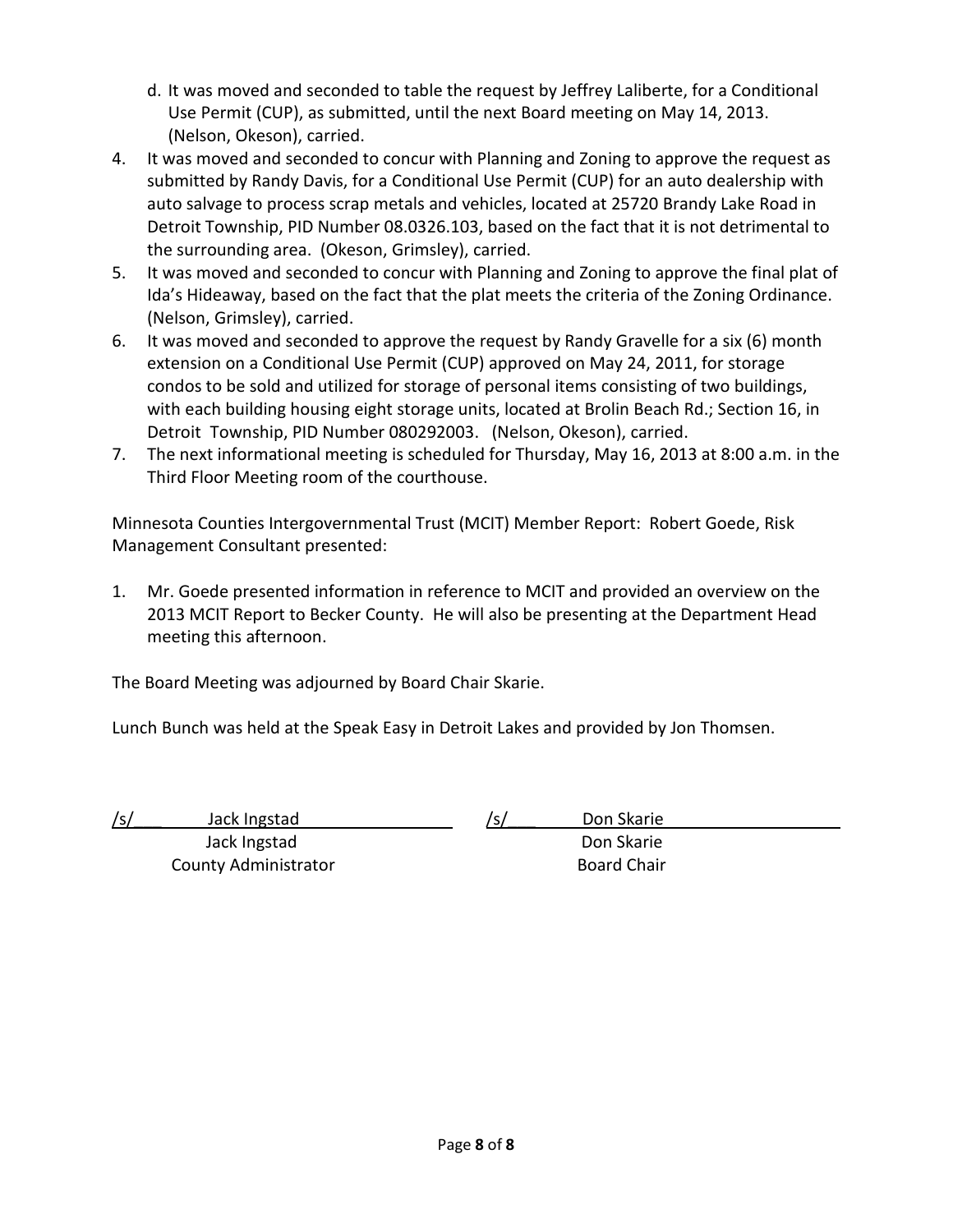d. It was moved and seconded to table the request by Jeffrey Laliberte, for a Conditional Use Permit (CUP), as submitted, until the next Board meeting on May 14, 2013. (Nelson, Okeson), carried.

4. It was moved and seconded to concur with Planning and Zoning to approve the request as submitted by Randy Davis, for a Conditional Use Permit (CUP) for an auto dealership with auto salvage to process scrap metals and vehicles, located at 25720 Brandy Lake Road in Detroit Township, PID Number 08.0326.103, based on the fact that it is not detrimental to the surrounding area. (Okeson, Grimsley), carried.
5. It was moved and seconded to concur with Planning and Zoning to approve the final plat of Ida's Hideaway, based on the fact that the plat meets the criteria of the Zoning Ordinance. (Nelson, Grimsley), carried.
6. It was moved and seconded to approve the request by Randy Gravelle for a six (6) month extension on a Conditional Use Permit (CUP) approved on May 24, 2011, for storage condos to be sold and utilized for storage of personal items consisting of two buildings, with each building housing eight storage units, located at Brolin Beach Rd.; Section 16, in Detroit Township, PID Number 080292003. (Nelson, Okeson), carried.
7. The next informational meeting is scheduled for Thursday, May 16, 2013 at 8:00 a.m. in the Third Floor Meeting room of the courthouse.

Minnesota Counties Intergovernmental Trust (MCIT) Member Report: Robert Goede, Risk Management Consultant presented:

1. Mr. Goede presented information in reference to MCIT and provided an overview on the 2013 MCIT Report to Becker County. He will also be presenting at the Department Head meeting this afternoon.

The Board Meeting was adjourned by Board Chair Skarie.

Lunch Bunch was held at the Speak Easy in Detroit Lakes and provided by Jon Thomsen.

/s/___ Jack Ingstad
Jack Ingstad
County Administrator

/s/___ Don Skarie
Don Skarie
Board Chair